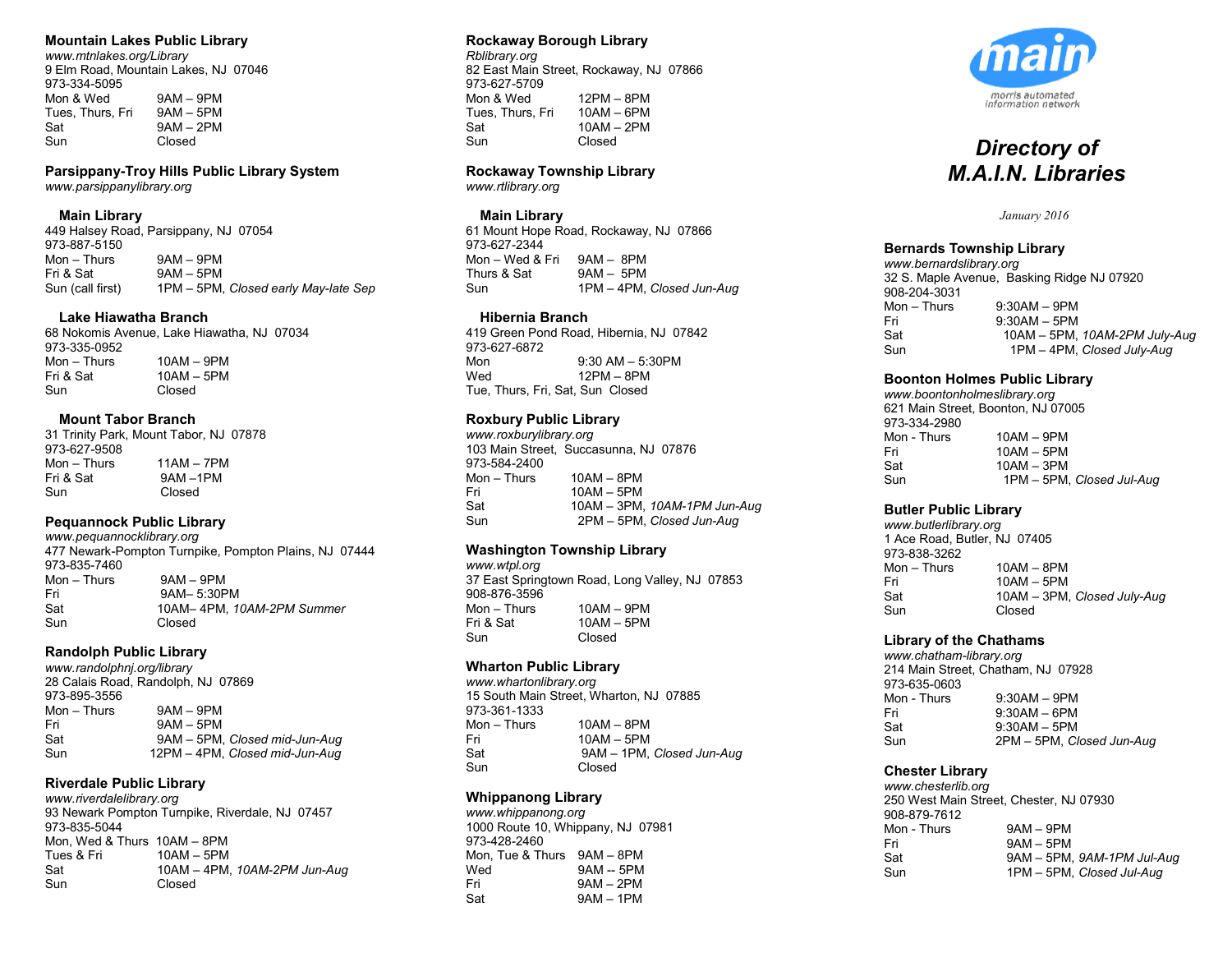**Mountain Lakes Public Library**
*www.mtnlakes.org/Library*
9 Elm Road, Mountain Lakes, NJ 07046
973-334-5095

| | |
|---|---|
| Mon & Wed | 9AM – 9PM |
| Tues, Thurs, Fri | 9AM – 5PM |
| Sat | 9AM – 2PM |
| Sun | Closed |

**Parsippany-Troy Hills Public Library System**
*www.parsippanylibrary.org*

**Main Library**
449 Halsey Road, Parsippany, NJ 07054
973-887-5150

| | |
|---|---|
| Mon – Thurs | 9AM – 9PM |
| Fri & Sat | 9AM – 5PM |
| Sun (call first) | 1PM – 5PM, *Closed early May-late Sep* |

**Lake Hiawatha Branch**
68 Nokomis Avenue, Lake Hiawatha, NJ 07034
973-335-0952

| | |
|---|---|
| Mon – Thurs | 10AM – 9PM |
| Fri & Sat | 10AM – 5PM |
| Sun | Closed |

**Mount Tabor Branch**
31 Trinity Park, Mount Tabor, NJ 07878
973-627-9508

| | |
|---|---|
| Mon – Thurs | 11AM – 7PM |
| Fri & Sat | 9AM –1PM |
| Sun | Closed |

**Pequannock Public Library**
*www.pequannocklibrary.org*
477 Newark-Pompton Turnpike, Pompton Plains, NJ 07444
973-835-7460

| | |
|---|---|
| Mon – Thurs | 9AM – 9PM |
| Fri | 9AM– 5:30PM |
| Sat | 10AM– 4PM, *10AM-2PM Summer* |
| Sun | Closed |

**Randolph Public Library**
*www.randolphnj.org/library*
28 Calais Road, Randolph, NJ 07869
973-895-3556

| | |
|---|---|
| Mon – Thurs | 9AM – 9PM |
| Fri | 9AM – 5PM |
| Sat | 9AM – 5PM, *Closed mid-Jun-Aug* |
| Sun | 12PM – 4PM, *Closed mid-Jun-Aug* |

**Riverdale Public Library**
*www.riverdalelibrary.org*
93 Newark Pompton Turnpike, Riverdale, NJ 07457
973-835-5044

| | |
|---|---|
| Mon, Wed & Thurs | 10AM – 8PM |
| Tues & Fri | 10AM – 5PM |
| Sat | 10AM – 4PM, *10AM-2PM Jun-Aug* |
| Sun | Closed |

**Rockaway Borough Library**
*Rblibrary.org*
82 East Main Street, Rockaway, NJ 07866
973-627-5709

| | |
|---|---|
| Mon & Wed | 12PM – 8PM |
| Tues, Thurs, Fri | 10AM – 6PM |
| Sat | 10AM – 2PM |
| Sun | Closed |

**Rockaway Township Library**
*www.rtlibrary.org*

**Main Library**
61 Mount Hope Road, Rockaway, NJ 07866
973-627-2344

| | |
|---|---|
| Mon – Wed & Fri | 9AM – 8PM |
| Thurs & Sat | 9AM – 5PM |
| Sun | 1PM – 4PM, *Closed Jun-Aug* |

**Hibernia Branch**
419 Green Pond Road, Hibernia, NJ 07842
973-627-6872

| | |
|---|---|
| Mon | 9:30 AM – 5:30PM |
| Wed | 12PM – 8PM |
| Tue, Thurs, Fri, Sat, Sun | Closed |

**Roxbury Public Library**
*www.roxburylibrary.org*
103 Main Street, Succasunna, NJ 07876
973-584-2400

| | |
|---|---|
| Mon – Thurs | 10AM – 8PM |
| Fri | 10AM – 5PM |
| Sat | 10AM – 3PM, *10AM-1PM Jun-Aug* |
| Sun | 2PM – 5PM, *Closed Jun-Aug* |

**Washington Township Library**
*www.wtpl.org*
37 East Springtown Road, Long Valley, NJ 07853
908-876-3596

| | |
|---|---|
| Mon – Thurs | 10AM – 9PM |
| Fri & Sat | 10AM – 5PM |
| Sun | Closed |

**Wharton Public Library**
*www.whartonlibrary.org*
15 South Main Street, Wharton, NJ 07885
973-361-1333

| | |
|---|---|
| Mon – Thurs | 10AM – 8PM |
| Fri | 10AM – 5PM |
| Sat | 9AM – 1PM, *Closed Jun-Aug* |
| Sun | Closed |

**Whippanong Library**
*www.whippanong.org*
1000 Route 10, Whippany, NJ 07981
973-428-2460

| | |
|---|---|
| Mon, Tue & Thurs | 9AM – 8PM |
| Wed | 9AM -- 5PM |
| Fri | 9AM – 2PM |
| Sat | 9AM – 1PM |

main
morris automated information network

# *Directory of M.A.I.N. Libraries*

*January 2016*

**Bernards Township Library**
*www.bernardslibrary.org*
32 S. Maple Avenue, Basking Ridge NJ 07920
908-204-3031

| | |
|---|---|
| Mon – Thurs | 9:30AM – 9PM |
| Fri | 9:30AM – 5PM |
| Sat | 10AM – 5PM, *10AM-2PM July-Aug* |
| Sun | 1PM – 4PM, *Closed July-Aug* |

**Boonton Holmes Public Library**
*www.boontonholmeslibrary.org*
621 Main Street, Boonton, NJ 07005
973-334-2980

| | |
|---|---|
| Mon - Thurs | 10AM – 9PM |
| Fri | 10AM – 5PM |
| Sat | 10AM – 3PM |
| Sun | 1PM – 5PM, *Closed Jul-Aug* |

**Butler Public Library**
*www.butlerlibrary.org*
1 Ace Road, Butler, NJ 07405
973-838-3262

| | |
|---|---|
| Mon – Thurs | 10AM – 8PM |
| Fri | 10AM – 5PM |
| Sat | 10AM – 3PM, *Closed July-Aug* |
| Sun | Closed |

**Library of the Chathams**
*www.chatham-library.org*
214 Main Street, Chatham, NJ 07928
973-635-0603

| | |
|---|---|
| Mon - Thurs | 9:30AM – 9PM |
| Fri | 9:30AM – 6PM |
| Sat | 9:30AM – 5PM |
| Sun | 2PM – 5PM, *Closed Jun-Aug* |

**Chester Library**
*www.chesterlib.org*
250 West Main Street, Chester, NJ 07930
908-879-7612

| | |
|---|---|
| Mon - Thurs | 9AM – 9PM |
| Fri | 9AM – 5PM |
| Sat | 9AM – 5PM, *9AM-1PM Jul-Aug* |
| Sun | 1PM – 5PM, *Closed Jul-Aug* |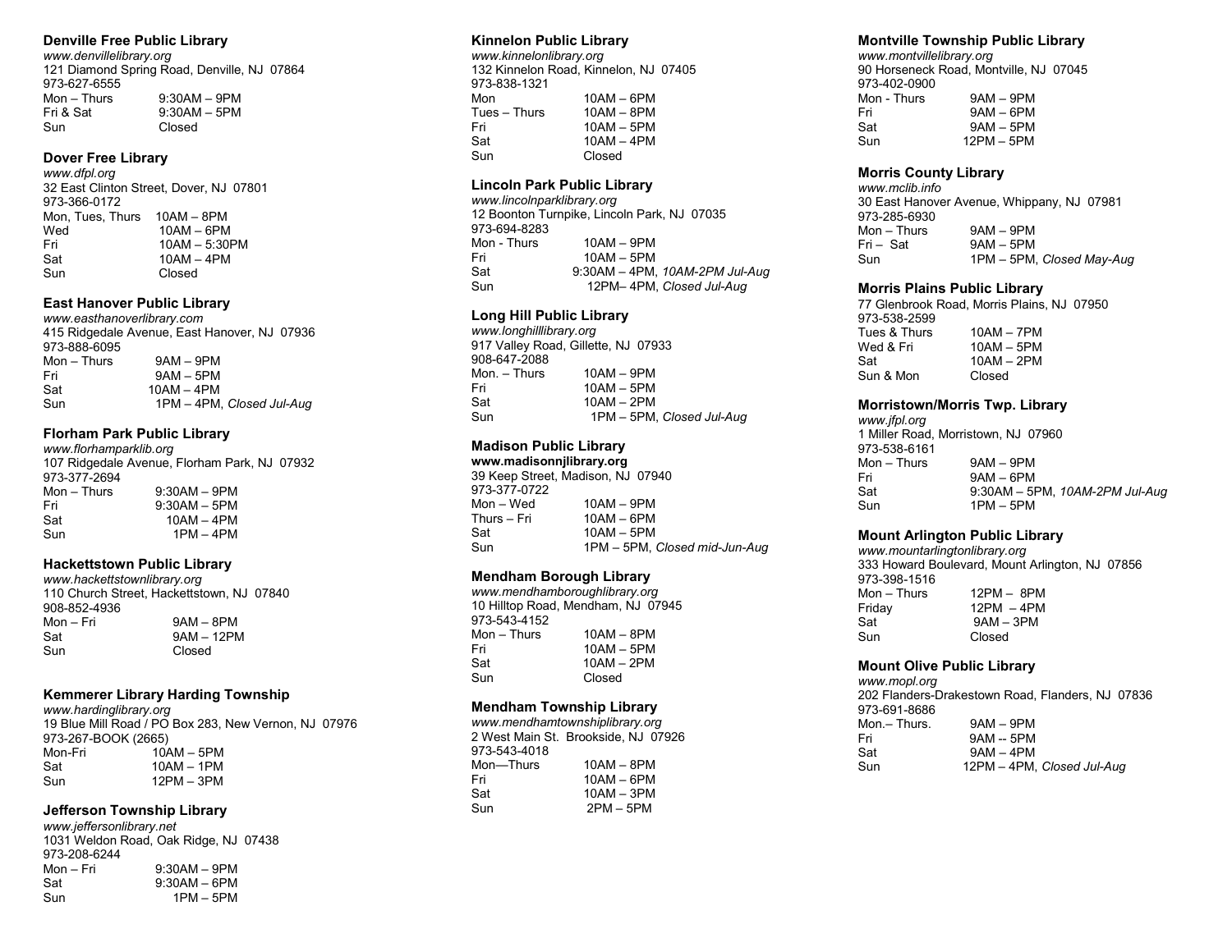### Denville Free Public Library

*www.denvillelibrary.org*
121 Diamond Spring Road, Denville, NJ 07864
973-627-6555

| | |
|---|---|
| Mon – Thurs | 9:30AM – 9PM |
| Fri & Sat | 9:30AM – 5PM |
| Sun | Closed |

### Dover Free Library

*www.dfpl.org*
32 East Clinton Street, Dover, NJ 07801
973-366-0172

| | |
|---|---|
| Mon, Tues, Thurs | 10AM – 8PM |
| Wed | 10AM – 6PM |
| Fri | 10AM – 5:30PM |
| Sat | 10AM – 4PM |
| Sun | Closed |

### East Hanover Public Library

*www.easthanoverlibrary.com*
415 Ridgedale Avenue, East Hanover, NJ 07936
973-888-6095

| | |
|---|---|
| Mon – Thurs | 9AM – 9PM |
| Fri | 9AM – 5PM |
| Sat | 10AM – 4PM |
| Sun | 1PM – 4PM, *Closed Jul-Aug* |

### Florham Park Public Library

*www.florhamparklib.org*
107 Ridgedale Avenue, Florham Park, NJ 07932
973-377-2694

| | |
|---|---|
| Mon – Thurs | 9:30AM – 9PM |
| Fri | 9:30AM – 5PM |
| Sat | 10AM – 4PM |
| Sun | 1PM – 4PM |

### Hackettstown Public Library

*www.hackettstownlibrary.org*
110 Church Street, Hackettstown, NJ 07840
908-852-4936

| | |
|---|---|
| Mon – Fri | 9AM – 8PM |
| Sat | 9AM – 12PM |
| Sun | Closed |

### Kemmerer Library Harding Township

*www.hardinglibrary.org*
19 Blue Mill Road / PO Box 283, New Vernon, NJ 07976
973-267-BOOK (2665)

| | |
|---|---|
| Mon-Fri | 10AM – 5PM |
| Sat | 10AM – 1PM |
| Sun | 12PM – 3PM |

### Jefferson Township Library

*www.jeffersonlibrary.net*
1031 Weldon Road, Oak Ridge, NJ 07438
973-208-6244

| | |
|---|---|
| Mon – Fri | 9:30AM – 9PM |
| Sat | 9:30AM – 6PM |
| Sun | 1PM – 5PM |

### Kinnelon Public Library

*www.kinnelonlibrary.org*
132 Kinnelon Road, Kinnelon, NJ 07405
973-838-1321

| | |
|---|---|
| Mon | 10AM – 6PM |
| Tues – Thurs | 10AM – 8PM |
| Fri | 10AM – 5PM |
| Sat | 10AM – 4PM |
| Sun | Closed |

### Lincoln Park Public Library

*www.lincolnparklibrary.org*
12 Boonton Turnpike, Lincoln Park, NJ 07035
973-694-8283

| | |
|---|---|
| Mon - Thurs | 10AM – 9PM |
| Fri | 10AM – 5PM |
| Sat | 9:30AM – 4PM, *10AM-2PM Jul-Aug* |
| Sun | 12PM– 4PM, *Closed Jul-Aug* |

### Long Hill Public Library

*www.longhilllibrary.org*
917 Valley Road, Gillette, NJ 07933
908-647-2088

| | |
|---|---|
| Mon. – Thurs | 10AM – 9PM |
| Fri | 10AM – 5PM |
| Sat | 10AM – 2PM |
| Sun | 1PM – 5PM, *Closed Jul-Aug* |

### Madison Public Library

**www.madisonnjlibrary.org**
39 Keep Street, Madison, NJ 07940
973-377-0722

| | |
|---|---|
| Mon – Wed | 10AM – 9PM |
| Thurs – Fri | 10AM – 6PM |
| Sat | 10AM – 5PM |
| Sun | 1PM – 5PM, *Closed mid-Jun-Aug* |

### Mendham Borough Library

*www.mendhamboroughlibrary.org*
10 Hilltop Road, Mendham, NJ 07945
973-543-4152

| | |
|---|---|
| Mon – Thurs | 10AM – 8PM |
| Fri | 10AM – 5PM |
| Sat | 10AM – 2PM |
| Sun | Closed |

### Mendham Township Library

*www.mendhamtownshiplibrary.org*
2 West Main St. Brookside, NJ 07926
973-543-4018

| | |
|---|---|
| Mon—Thurs | 10AM – 8PM |
| Fri | 10AM – 6PM |
| Sat | 10AM – 3PM |
| Sun | 2PM – 5PM |

### Montville Township Public Library

*www.montvillelibrary.org*
90 Horseneck Road, Montville, NJ 07045
973-402-0900

| | |
|---|---|
| Mon - Thurs | 9AM – 9PM |
| Fri | 9AM – 6PM |
| Sat | 9AM – 5PM |
| Sun | 12PM – 5PM |

### Morris County Library

*www.mclib.info*
30 East Hanover Avenue, Whippany, NJ 07981
973-285-6930

| | |
|---|---|
| Mon – Thurs | 9AM – 9PM |
| Fri – Sat | 9AM – 5PM |
| Sun | 1PM – 5PM, *Closed May-Aug* |

### Morris Plains Public Library

77 Glenbrook Road, Morris Plains, NJ 07950
973-538-2599

| | |
|---|---|
| Tues & Thurs | 10AM – 7PM |
| Wed & Fri | 10AM – 5PM |
| Sat | 10AM – 2PM |
| Sun & Mon | Closed |

### Morristown/Morris Twp. Library

*www.jfpl.org*
1 Miller Road, Morristown, NJ 07960
973-538-6161

| | |
|---|---|
| Mon – Thurs | 9AM – 9PM |
| Fri | 9AM – 6PM |
| Sat | 9:30AM – 5PM, *10AM-2PM Jul-Aug* |
| Sun | 1PM – 5PM |

### Mount Arlington Public Library

*www.mountarlingtonlibrary.org*
333 Howard Boulevard, Mount Arlington, NJ 07856
973-398-1516

| | |
|---|---|
| Mon – Thurs | 12PM – 8PM |
| Friday | 12PM – 4PM |
| Sat | 9AM – 3PM |
| Sun | Closed |

### Mount Olive Public Library

*www.mopl.org*
202 Flanders-Drakestown Road, Flanders, NJ 07836
973-691-8686

| | |
|---|---|
| Mon.– Thurs. | 9AM – 9PM |
| Fri | 9AM -- 5PM |
| Sat | 9AM – 4PM |
| Sun | 12PM – 4PM, *Closed Jul-Aug* |